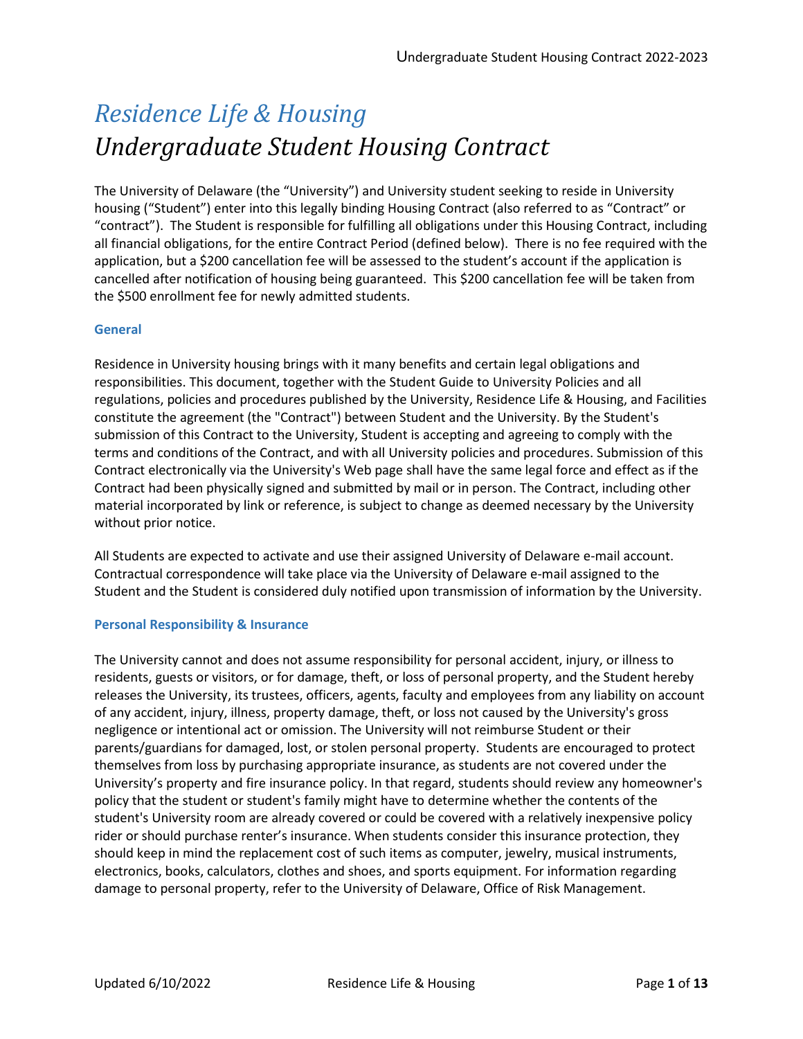# *Residence Life & Housing*
# *Undergraduate Student Housing Contract*

The University of Delaware (the "University") and University student seeking to reside in University housing ("Student") enter into this legally binding Housing Contract (also referred to as "Contract" or "contract"). The Student is responsible for fulfilling all obligations under this Housing Contract, including all financial obligations, for the entire Contract Period (defined below). There is no fee required with the application, but a $200 cancellation fee will be assessed to the student's account if the application is cancelled after notification of housing being guaranteed. This $200 cancellation fee will be taken from the $500 enrollment fee for newly admitted students.

### General

Residence in University housing brings with it many benefits and certain legal obligations and responsibilities. This document, together with the Student Guide to University Policies and all regulations, policies and procedures published by the University, Residence Life & Housing, and Facilities constitute the agreement (the "Contract") between Student and the University. By the Student's submission of this Contract to the University, Student is accepting and agreeing to comply with the terms and conditions of the Contract, and with all University policies and procedures. Submission of this Contract electronically via the University's Web page shall have the same legal force and effect as if the Contract had been physically signed and submitted by mail or in person. The Contract, including other material incorporated by link or reference, is subject to change as deemed necessary by the University without prior notice.

All Students are expected to activate and use their assigned University of Delaware e-mail account. Contractual correspondence will take place via the University of Delaware e-mail assigned to the Student and the Student is considered duly notified upon transmission of information by the University.

### Personal Responsibility & Insurance

The University cannot and does not assume responsibility for personal accident, injury, or illness to residents, guests or visitors, or for damage, theft, or loss of personal property, and the Student hereby releases the University, its trustees, officers, agents, faculty and employees from any liability on account of any accident, injury, illness, property damage, theft, or loss not caused by the University's gross negligence or intentional act or omission. The University will not reimburse Student or their parents/guardians for damaged, lost, or stolen personal property. Students are encouraged to protect themselves from loss by purchasing appropriate insurance, as students are not covered under the University's property and fire insurance policy. In that regard, students should review any homeowner's policy that the student or student's family might have to determine whether the contents of the student's University room are already covered or could be covered with a relatively inexpensive policy rider or should purchase renter's insurance. When students consider this insurance protection, they should keep in mind the replacement cost of such items as computer, jewelry, musical instruments, electronics, books, calculators, clothes and shoes, and sports equipment. For information regarding damage to personal property, refer to the University of Delaware, Office of Risk Management.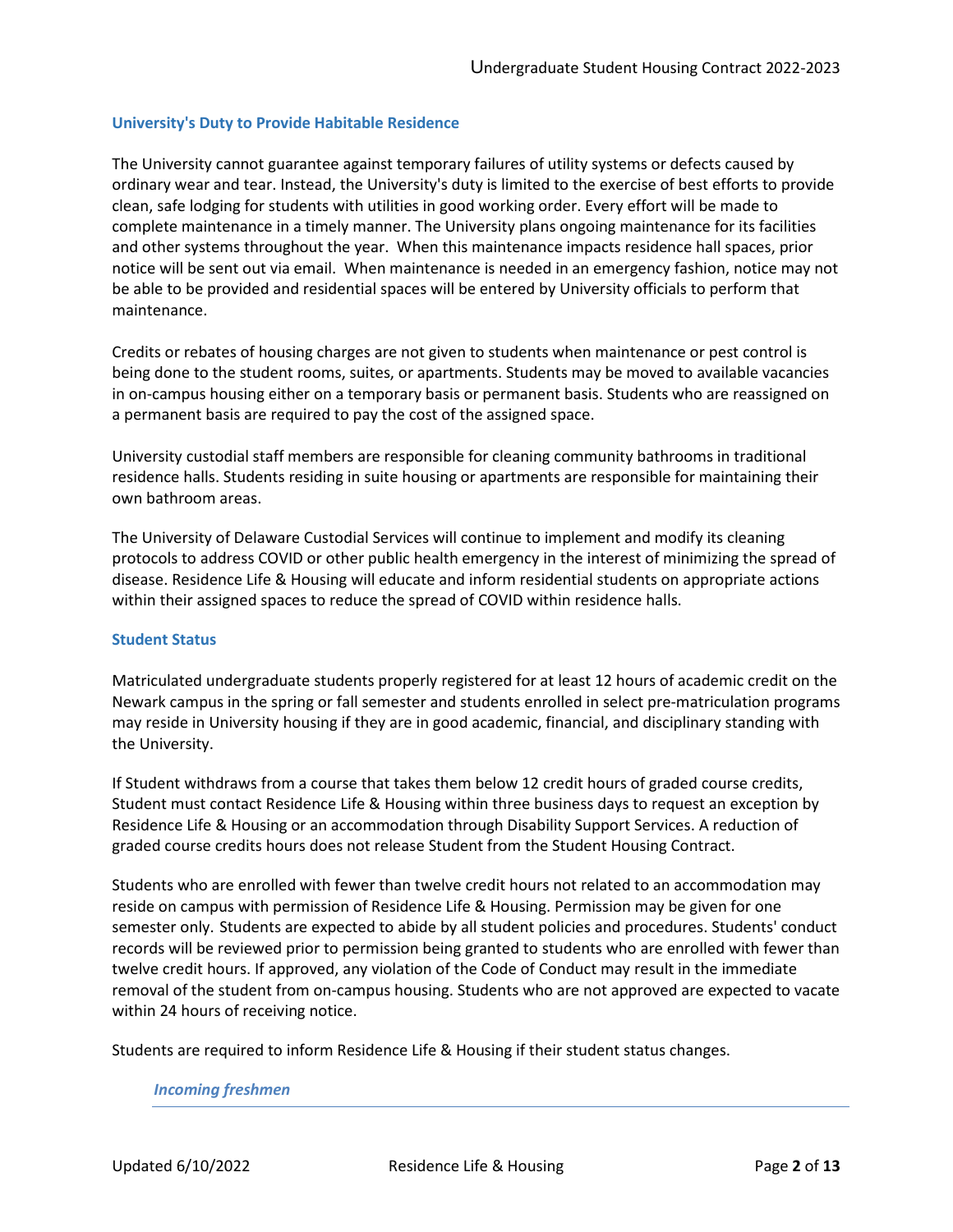## University's Duty to Provide Habitable Residence

The University cannot guarantee against temporary failures of utility systems or defects caused by ordinary wear and tear. Instead, the University's duty is limited to the exercise of best efforts to provide clean, safe lodging for students with utilities in good working order. Every effort will be made to complete maintenance in a timely manner. The University plans ongoing maintenance for its facilities and other systems throughout the year. When this maintenance impacts residence hall spaces, prior notice will be sent out via email. When maintenance is needed in an emergency fashion, notice may not be able to be provided and residential spaces will be entered by University officials to perform that maintenance.

Credits or rebates of housing charges are not given to students when maintenance or pest control is being done to the student rooms, suites, or apartments. Students may be moved to available vacancies in on-campus housing either on a temporary basis or permanent basis. Students who are reassigned on a permanent basis are required to pay the cost of the assigned space.

University custodial staff members are responsible for cleaning community bathrooms in traditional residence halls. Students residing in suite housing or apartments are responsible for maintaining their own bathroom areas.

The University of Delaware Custodial Services will continue to implement and modify its cleaning protocols to address COVID or other public health emergency in the interest of minimizing the spread of disease. Residence Life & Housing will educate and inform residential students on appropriate actions within their assigned spaces to reduce the spread of COVID within residence halls.

## Student Status

Matriculated undergraduate students properly registered for at least 12 hours of academic credit on the Newark campus in the spring or fall semester and students enrolled in select pre-matriculation programs may reside in University housing if they are in good academic, financial, and disciplinary standing with the University.

If Student withdraws from a course that takes them below 12 credit hours of graded course credits, Student must contact Residence Life & Housing within three business days to request an exception by Residence Life & Housing or an accommodation through Disability Support Services. A reduction of graded course credits hours does not release Student from the Student Housing Contract.

Students who are enrolled with fewer than twelve credit hours not related to an accommodation may reside on campus with permission of Residence Life & Housing. Permission may be given for one semester only. Students are expected to abide by all student policies and procedures. Students' conduct records will be reviewed prior to permission being granted to students who are enrolled with fewer than twelve credit hours. If approved, any violation of the Code of Conduct may result in the immediate removal of the student from on-campus housing. Students who are not approved are expected to vacate within 24 hours of receiving notice.

Students are required to inform Residence Life & Housing if their student status changes.

### *Incoming freshmen*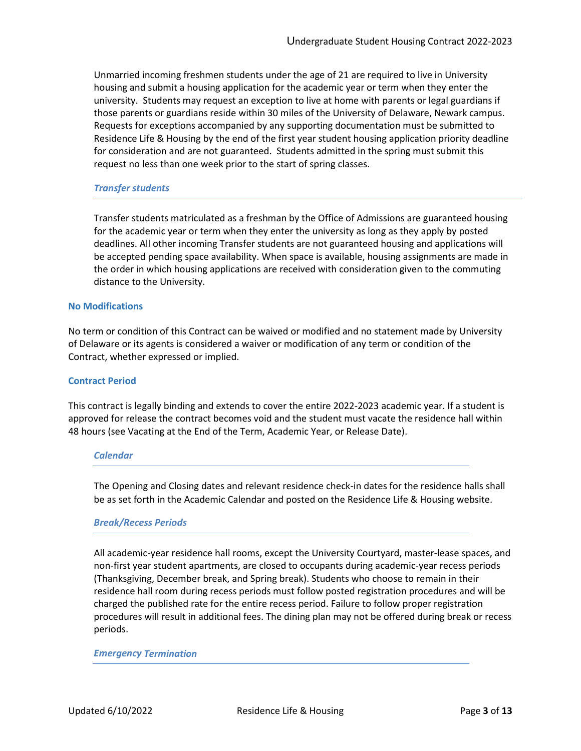Unmarried incoming freshmen students under the age of 21 are required to live in University housing and submit a housing application for the academic year or term when they enter the university. Students may request an exception to live at home with parents or legal guardians if those parents or guardians reside within 30 miles of the University of Delaware, Newark campus. Requests for exceptions accompanied by any supporting documentation must be submitted to Residence Life & Housing by the end of the first year student housing application priority deadline for consideration and are not guaranteed. Students admitted in the spring must submit this request no less than one week prior to the start of spring classes.

### *Transfer students*

Transfer students matriculated as a freshman by the Office of Admissions are guaranteed housing for the academic year or term when they enter the university as long as they apply by posted deadlines. All other incoming Transfer students are not guaranteed housing and applications will be accepted pending space availability. When space is available, housing assignments are made in the order in which housing applications are received with consideration given to the commuting distance to the University.

## No Modifications

No term or condition of this Contract can be waived or modified and no statement made by University of Delaware or its agents is considered a waiver or modification of any term or condition of the Contract, whether expressed or implied.

## Contract Period

This contract is legally binding and extends to cover the entire 2022-2023 academic year. If a student is approved for release the contract becomes void and the student must vacate the residence hall within 48 hours (see Vacating at the End of the Term, Academic Year, or Release Date).

### *Calendar*

The Opening and Closing dates and relevant residence check-in dates for the residence halls shall be as set forth in the Academic Calendar and posted on the Residence Life & Housing website.

### *Break/Recess Periods*

All academic-year residence hall rooms, except the University Courtyard, master-lease spaces, and non-first year student apartments, are closed to occupants during academic-year recess periods (Thanksgiving, December break, and Spring break). Students who choose to remain in their residence hall room during recess periods must follow posted registration procedures and will be charged the published rate for the entire recess period. Failure to follow proper registration procedures will result in additional fees. The dining plan may not be offered during break or recess periods.

### *Emergency Termination*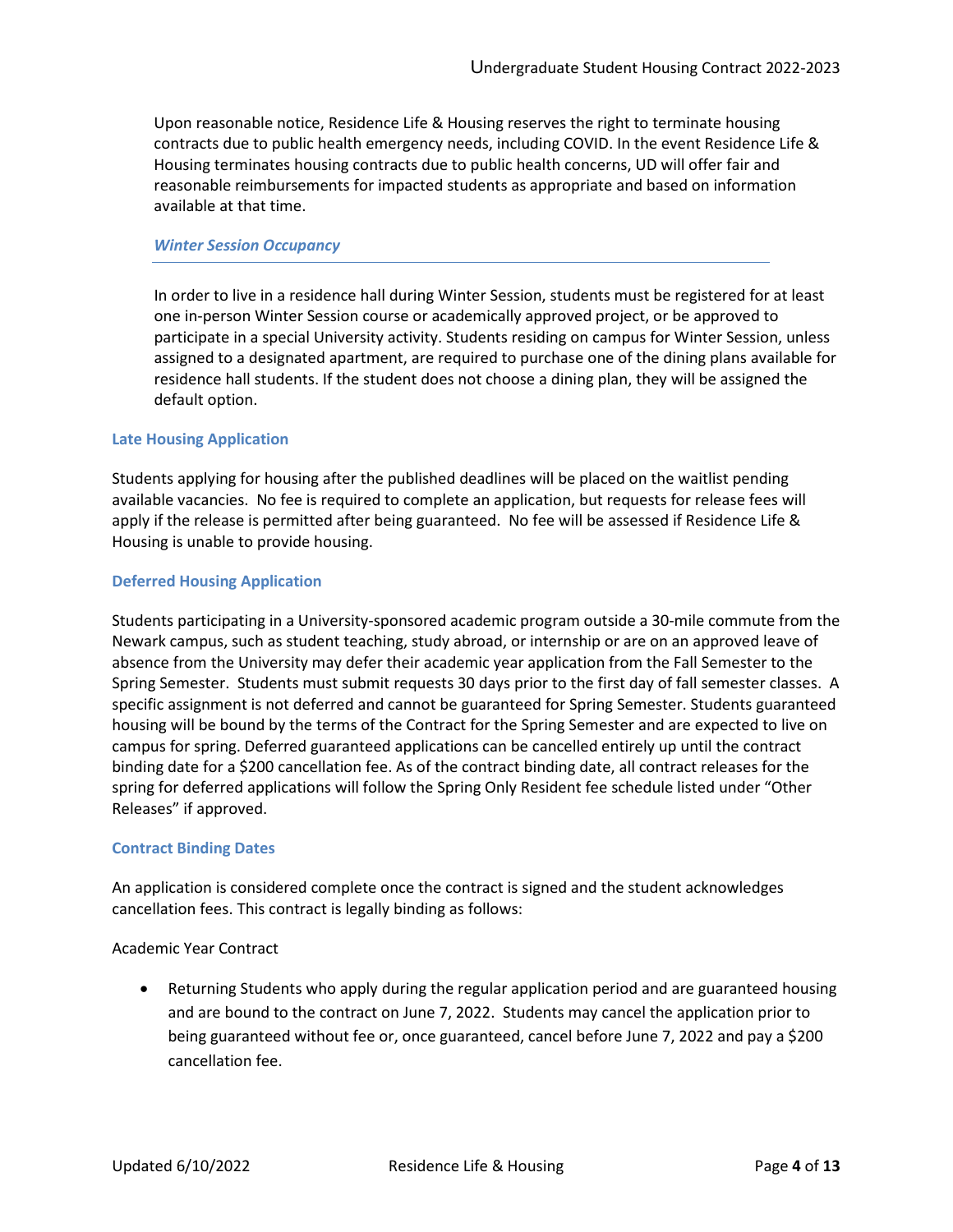Upon reasonable notice, Residence Life & Housing reserves the right to terminate housing contracts due to public health emergency needs, including COVID. In the event Residence Life & Housing terminates housing contracts due to public health concerns, UD will offer fair and reasonable reimbursements for impacted students as appropriate and based on information available at that time.

#### *Winter Session Occupancy*

In order to live in a residence hall during Winter Session, students must be registered for at least one in-person Winter Session course or academically approved project, or be approved to participate in a special University activity. Students residing on campus for Winter Session, unless assigned to a designated apartment, are required to purchase one of the dining plans available for residence hall students. If the student does not choose a dining plan, they will be assigned the default option.

### Late Housing Application

Students applying for housing after the published deadlines will be placed on the waitlist pending available vacancies. No fee is required to complete an application, but requests for release fees will apply if the release is permitted after being guaranteed. No fee will be assessed if Residence Life & Housing is unable to provide housing.

### Deferred Housing Application

Students participating in a University-sponsored academic program outside a 30-mile commute from the Newark campus, such as student teaching, study abroad, or internship or are on an approved leave of absence from the University may defer their academic year application from the Fall Semester to the Spring Semester. Students must submit requests 30 days prior to the first day of fall semester classes. A specific assignment is not deferred and cannot be guaranteed for Spring Semester. Students guaranteed housing will be bound by the terms of the Contract for the Spring Semester and are expected to live on campus for spring. Deferred guaranteed applications can be cancelled entirely up until the contract binding date for a $200 cancellation fee. As of the contract binding date, all contract releases for the spring for deferred applications will follow the Spring Only Resident fee schedule listed under "Other Releases" if approved.

### Contract Binding Dates

An application is considered complete once the contract is signed and the student acknowledges cancellation fees. This contract is legally binding as follows:

Academic Year Contract

- Returning Students who apply during the regular application period and are guaranteed housing and are bound to the contract on June 7, 2022. Students may cancel the application prior to being guaranteed without fee or, once guaranteed, cancel before June 7, 2022 and pay a $200 cancellation fee.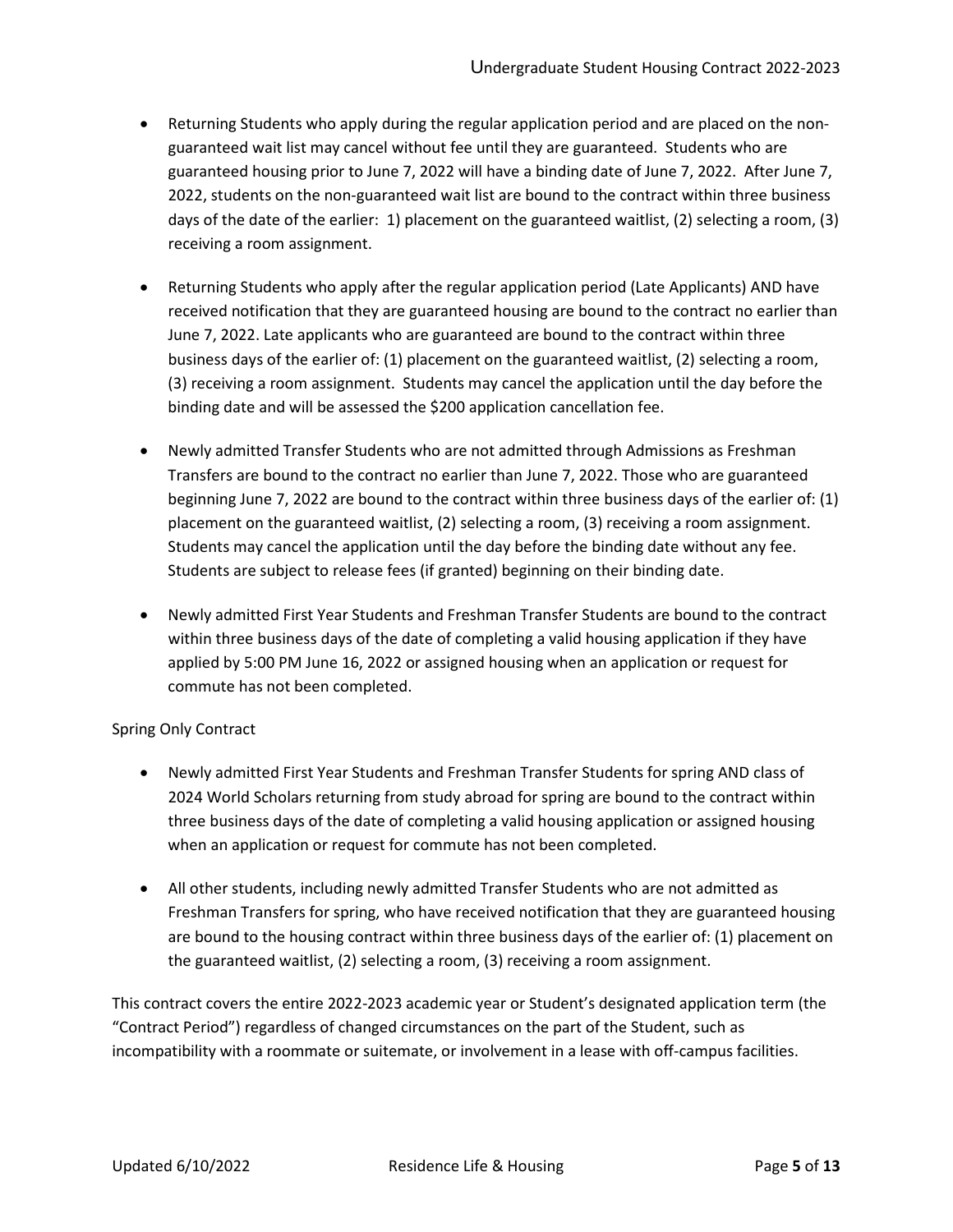- Returning Students who apply during the regular application period and are placed on the non-guaranteed wait list may cancel without fee until they are guaranteed. Students who are guaranteed housing prior to June 7, 2022 will have a binding date of June 7, 2022. After June 7, 2022, students on the non-guaranteed wait list are bound to the contract within three business days of the date of the earlier: 1) placement on the guaranteed waitlist, (2) selecting a room, (3) receiving a room assignment.

- Returning Students who apply after the regular application period (Late Applicants) AND have received notification that they are guaranteed housing are bound to the contract no earlier than June 7, 2022. Late applicants who are guaranteed are bound to the contract within three business days of the earlier of: (1) placement on the guaranteed waitlist, (2) selecting a room, (3) receiving a room assignment. Students may cancel the application until the day before the binding date and will be assessed the $200 application cancellation fee.

- Newly admitted Transfer Students who are not admitted through Admissions as Freshman Transfers are bound to the contract no earlier than June 7, 2022. Those who are guaranteed beginning June 7, 2022 are bound to the contract within three business days of the earlier of: (1) placement on the guaranteed waitlist, (2) selecting a room, (3) receiving a room assignment. Students may cancel the application until the day before the binding date without any fee. Students are subject to release fees (if granted) beginning on their binding date.

- Newly admitted First Year Students and Freshman Transfer Students are bound to the contract within three business days of the date of completing a valid housing application if they have applied by 5:00 PM June 16, 2022 or assigned housing when an application or request for commute has not been completed.

Spring Only Contract

- Newly admitted First Year Students and Freshman Transfer Students for spring AND class of 2024 World Scholars returning from study abroad for spring are bound to the contract within three business days of the date of completing a valid housing application or assigned housing when an application or request for commute has not been completed.

- All other students, including newly admitted Transfer Students who are not admitted as Freshman Transfers for spring, who have received notification that they are guaranteed housing are bound to the housing contract within three business days of the earlier of: (1) placement on the guaranteed waitlist, (2) selecting a room, (3) receiving a room assignment.

This contract covers the entire 2022-2023 academic year or Student's designated application term (the "Contract Period") regardless of changed circumstances on the part of the Student, such as incompatibility with a roommate or suitemate, or involvement in a lease with off-campus facilities.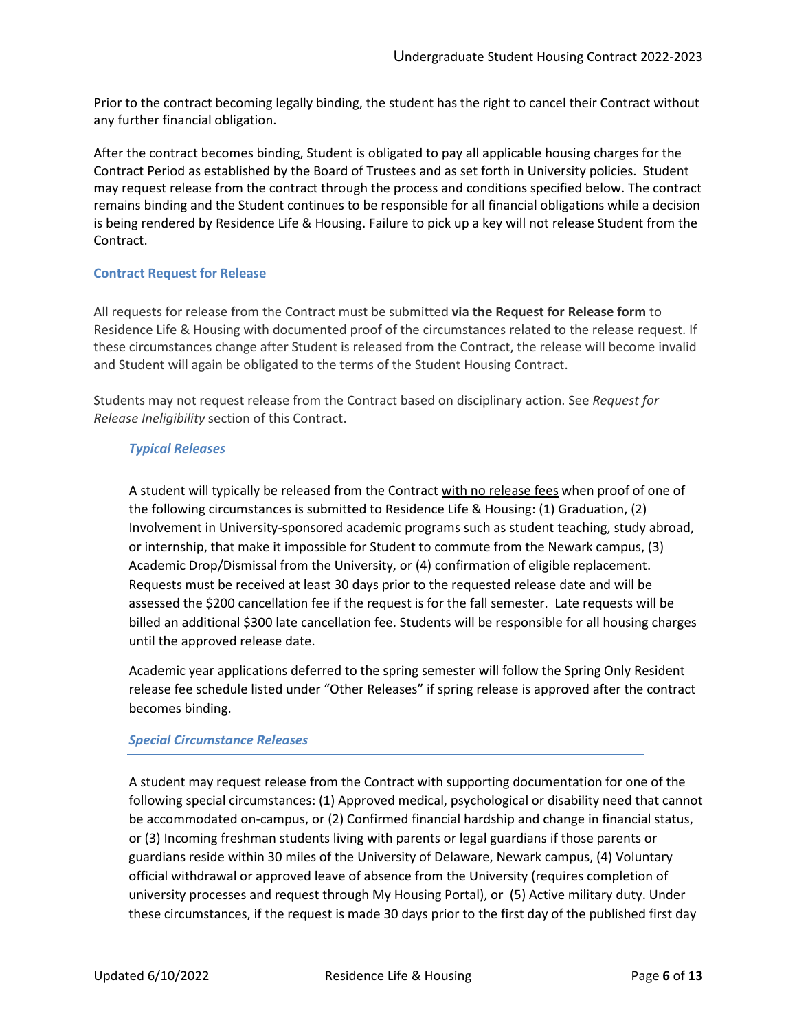Prior to the contract becoming legally binding, the student has the right to cancel their Contract without any further financial obligation.

After the contract becomes binding, Student is obligated to pay all applicable housing charges for the Contract Period as established by the Board of Trustees and as set forth in University policies. Student may request release from the contract through the process and conditions specified below. The contract remains binding and the Student continues to be responsible for all financial obligations while a decision is being rendered by Residence Life & Housing. Failure to pick up a key will not release Student from the Contract.

### Contract Request for Release

All requests for release from the Contract must be submitted **via the Request for Release form** to Residence Life & Housing with documented proof of the circumstances related to the release request. If these circumstances change after Student is released from the Contract, the release will become invalid and Student will again be obligated to the terms of the Student Housing Contract.

Students may not request release from the Contract based on disciplinary action. See *Request for Release Ineligibility* section of this Contract.

#### *Typical Releases*

A student will typically be released from the Contract <u>with no release fees</u> when proof of one of the following circumstances is submitted to Residence Life & Housing: (1) Graduation, (2) Involvement in University-sponsored academic programs such as student teaching, study abroad, or internship, that make it impossible for Student to commute from the Newark campus, (3) Academic Drop/Dismissal from the University, or (4) confirmation of eligible replacement. Requests must be received at least 30 days prior to the requested release date and will be assessed the $200 cancellation fee if the request is for the fall semester. Late requests will be billed an additional $300 late cancellation fee. Students will be responsible for all housing charges until the approved release date.

Academic year applications deferred to the spring semester will follow the Spring Only Resident release fee schedule listed under "Other Releases" if spring release is approved after the contract becomes binding.

#### *Special Circumstance Releases*

A student may request release from the Contract with supporting documentation for one of the following special circumstances: (1) Approved medical, psychological or disability need that cannot be accommodated on-campus, or (2) Confirmed financial hardship and change in financial status, or (3) Incoming freshman students living with parents or legal guardians if those parents or guardians reside within 30 miles of the University of Delaware, Newark campus, (4) Voluntary official withdrawal or approved leave of absence from the University (requires completion of university processes and request through My Housing Portal), or (5) Active military duty. Under these circumstances, if the request is made 30 days prior to the first day of the published first day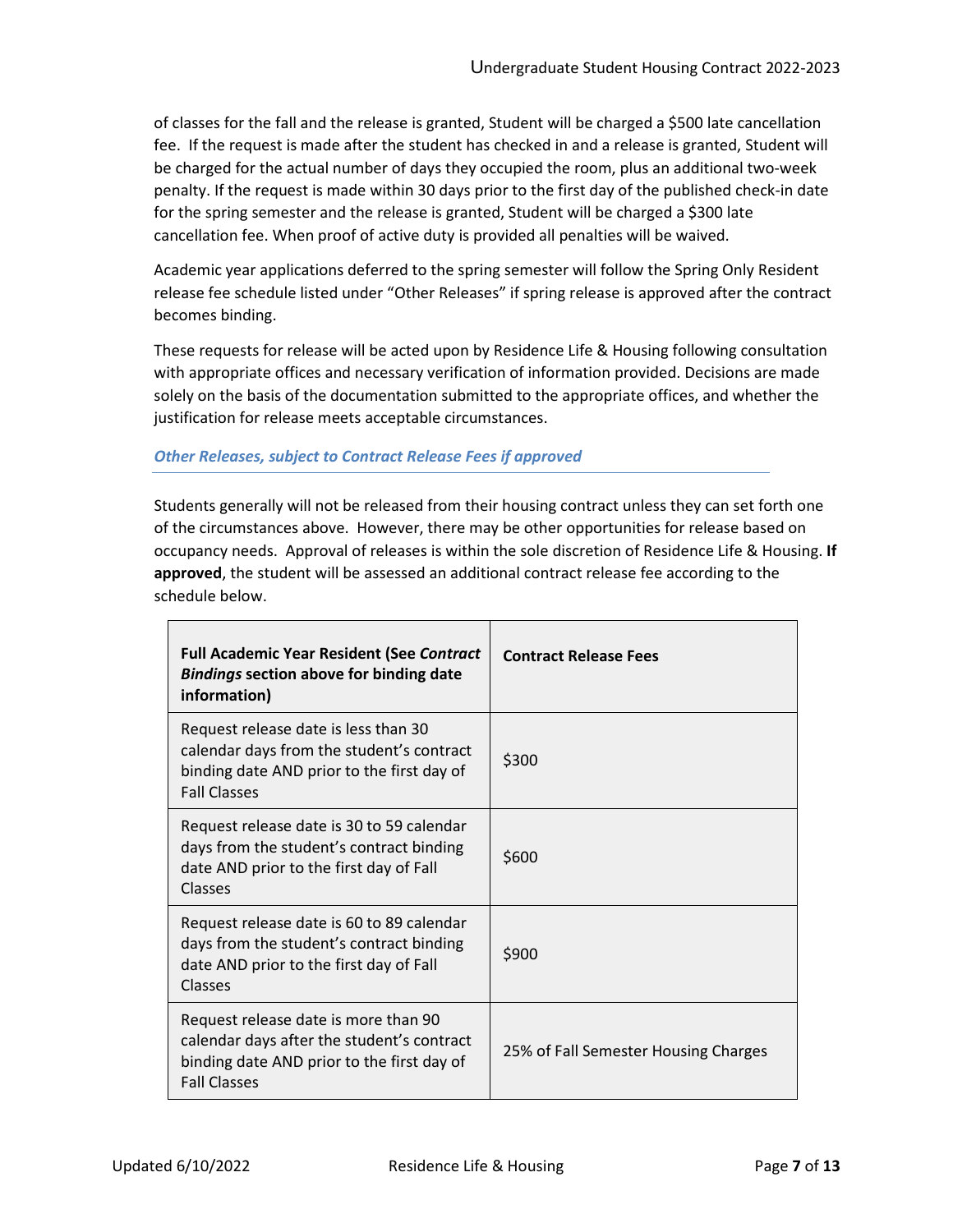of classes for the fall and the release is granted, Student will be charged a $500 late cancellation fee. If the request is made after the student has checked in and a release is granted, Student will be charged for the actual number of days they occupied the room, plus an additional two-week penalty. If the request is made within 30 days prior to the first day of the published check-in date for the spring semester and the release is granted, Student will be charged a $300 late cancellation fee. When proof of active duty is provided all penalties will be waived.

Academic year applications deferred to the spring semester will follow the Spring Only Resident release fee schedule listed under "Other Releases" if spring release is approved after the contract becomes binding.

These requests for release will be acted upon by Residence Life & Housing following consultation with appropriate offices and necessary verification of information provided. Decisions are made solely on the basis of the documentation submitted to the appropriate offices, and whether the justification for release meets acceptable circumstances.

### *Other Releases, subject to Contract Release Fees if approved*

Students generally will not be released from their housing contract unless they can set forth one of the circumstances above. However, there may be other opportunities for release based on occupancy needs. Approval of releases is within the sole discretion of Residence Life & Housing. **If approved**, the student will be assessed an additional contract release fee according to the schedule below.

| **Full Academic Year Resident (See *Contract Bindings* section above for binding date information)** | **Contract Release Fees** |
|---|---|
| Request release date is less than 30 calendar days from the student's contract binding date AND prior to the first day of Fall Classes | $300 |
| Request release date is 30 to 59 calendar days from the student's contract binding date AND prior to the first day of Fall Classes | $600 |
| Request release date is 60 to 89 calendar days from the student's contract binding date AND prior to the first day of Fall Classes | $900 |
| Request release date is more than 90 calendar days after the student's contract binding date AND prior to the first day of Fall Classes | 25% of Fall Semester Housing Charges |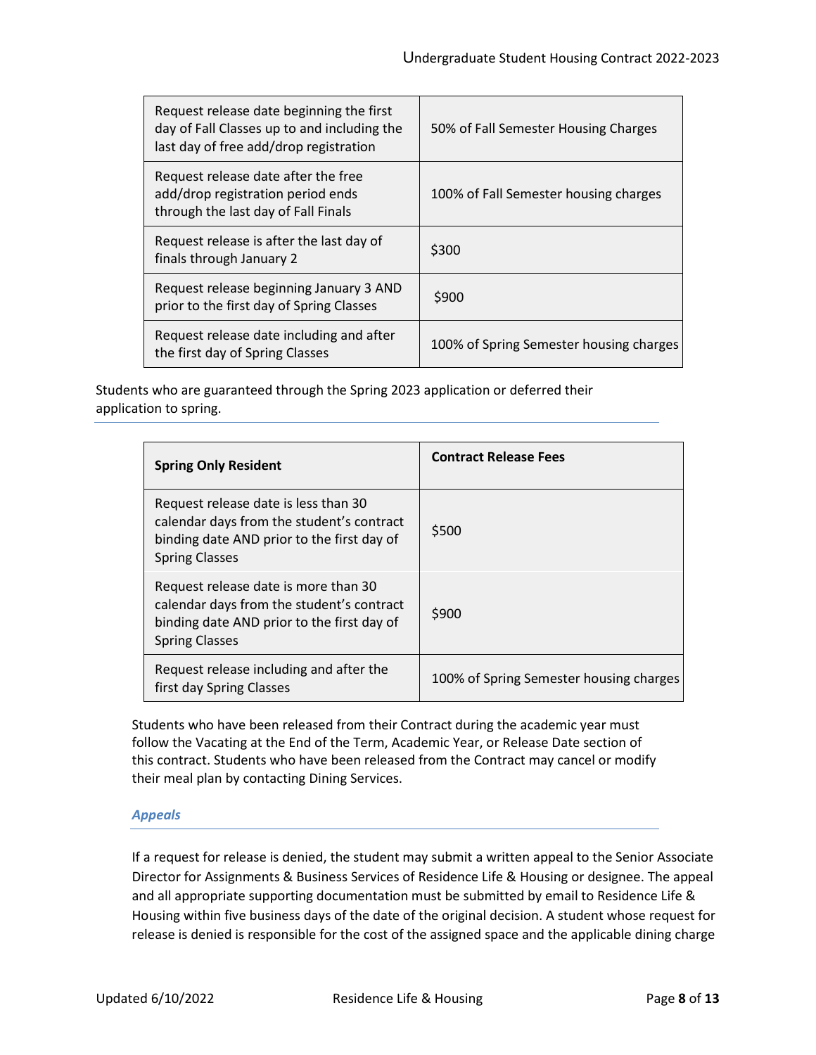| | |
|---|---|
| Request release date beginning the first day of Fall Classes up to and including the last day of free add/drop registration | 50% of Fall Semester Housing Charges |
| Request release date after the free add/drop registration period ends through the last day of Fall Finals | 100% of Fall Semester housing charges |
| Request release is after the last day of finals through January 2 | $300 |
| Request release beginning January 3 AND prior to the first day of Spring Classes | $900 |
| Request release date including and after the first day of Spring Classes | 100% of Spring Semester housing charges |

Students who are guaranteed through the Spring 2023 application or deferred their application to spring.

| **Spring Only Resident** | **Contract Release Fees** |
|---|---|
| Request release date is less than 30 calendar days from the student's contract binding date AND prior to the first day of Spring Classes | $500 |
| Request release date is more than 30 calendar days from the student's contract binding date AND prior to the first day of Spring Classes | $900 |
| Request release including and after the first day Spring Classes | 100% of Spring Semester housing charges |

Students who have been released from their Contract during the academic year must follow the Vacating at the End of the Term, Academic Year, or Release Date section of this contract. Students who have been released from the Contract may cancel or modify their meal plan by contacting Dining Services.

### *Appeals*

If a request for release is denied, the student may submit a written appeal to the Senior Associate Director for Assignments & Business Services of Residence Life & Housing or designee. The appeal and all appropriate supporting documentation must be submitted by email to Residence Life & Housing within five business days of the date of the original decision. A student whose request for release is denied is responsible for the cost of the assigned space and the applicable dining charge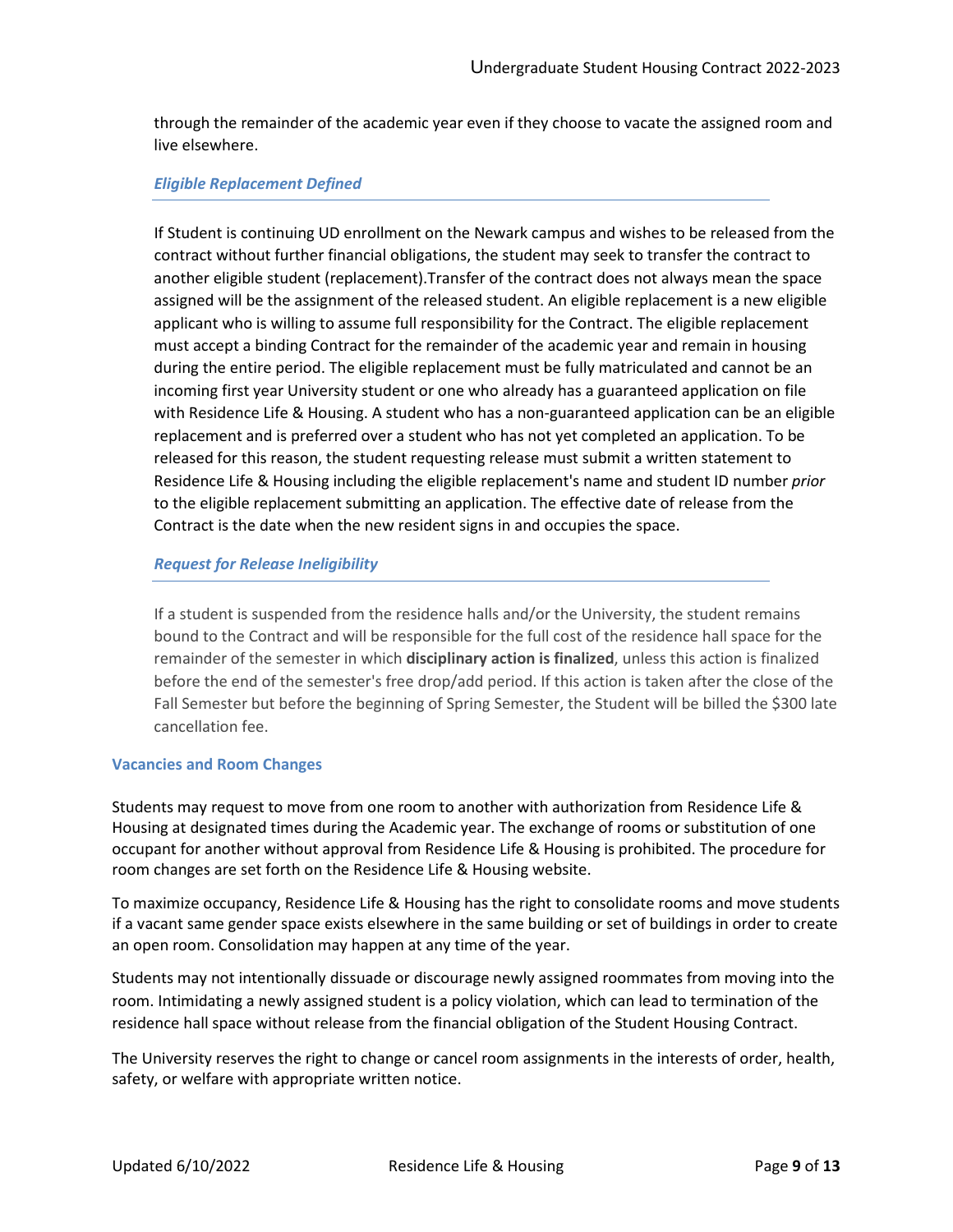through the remainder of the academic year even if they choose to vacate the assigned room and live elsewhere.

#### *Eligible Replacement Defined*

If Student is continuing UD enrollment on the Newark campus and wishes to be released from the contract without further financial obligations, the student may seek to transfer the contract to another eligible student (replacement).Transfer of the contract does not always mean the space assigned will be the assignment of the released student. An eligible replacement is a new eligible applicant who is willing to assume full responsibility for the Contract. The eligible replacement must accept a binding Contract for the remainder of the academic year and remain in housing during the entire period. The eligible replacement must be fully matriculated and cannot be an incoming first year University student or one who already has a guaranteed application on file with Residence Life & Housing. A student who has a non-guaranteed application can be an eligible replacement and is preferred over a student who has not yet completed an application. To be released for this reason, the student requesting release must submit a written statement to Residence Life & Housing including the eligible replacement's name and student ID number *prior* to the eligible replacement submitting an application. The effective date of release from the Contract is the date when the new resident signs in and occupies the space.

#### *Request for Release Ineligibility*

If a student is suspended from the residence halls and/or the University, the student remains bound to the Contract and will be responsible for the full cost of the residence hall space for the remainder of the semester in which **disciplinary action is finalized**, unless this action is finalized before the end of the semester's free drop/add period. If this action is taken after the close of the Fall Semester but before the beginning of Spring Semester, the Student will be billed the $300 late cancellation fee.

### Vacancies and Room Changes

Students may request to move from one room to another with authorization from Residence Life & Housing at designated times during the Academic year. The exchange of rooms or substitution of one occupant for another without approval from Residence Life & Housing is prohibited. The procedure for room changes are set forth on the Residence Life & Housing website.

To maximize occupancy, Residence Life & Housing has the right to consolidate rooms and move students if a vacant same gender space exists elsewhere in the same building or set of buildings in order to create an open room. Consolidation may happen at any time of the year.

Students may not intentionally dissuade or discourage newly assigned roommates from moving into the room. Intimidating a newly assigned student is a policy violation, which can lead to termination of the residence hall space without release from the financial obligation of the Student Housing Contract.

The University reserves the right to change or cancel room assignments in the interests of order, health, safety, or welfare with appropriate written notice.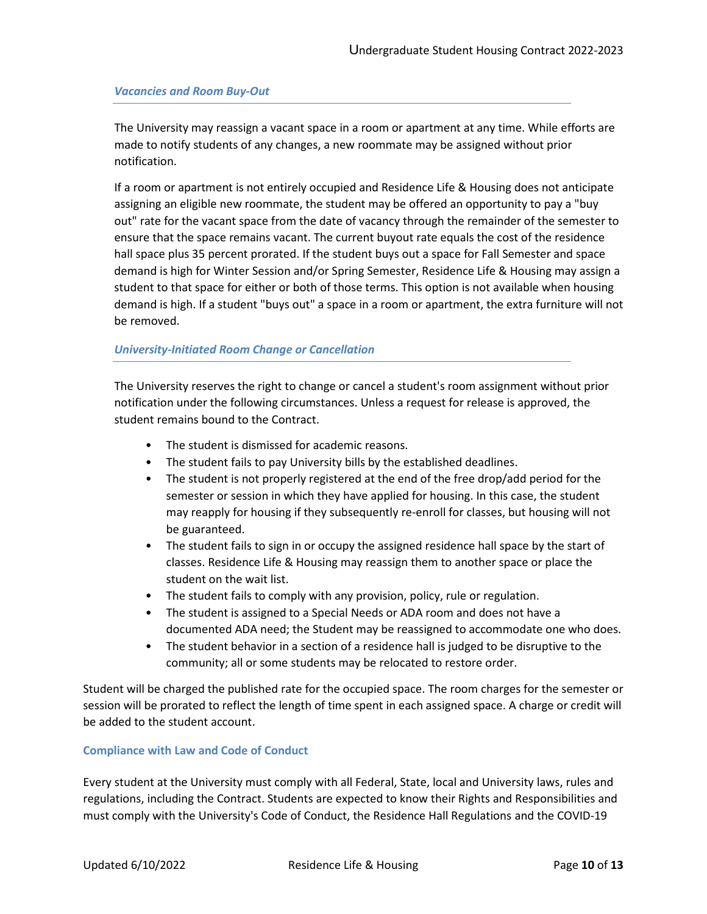### *Vacancies and Room Buy-Out*

The University may reassign a vacant space in a room or apartment at any time. While efforts are made to notify students of any changes, a new roommate may be assigned without prior notification.

If a room or apartment is not entirely occupied and Residence Life & Housing does not anticipate assigning an eligible new roommate, the student may be offered an opportunity to pay a "buy out" rate for the vacant space from the date of vacancy through the remainder of the semester to ensure that the space remains vacant. The current buyout rate equals the cost of the residence hall space plus 35 percent prorated. If the student buys out a space for Fall Semester and space demand is high for Winter Session and/or Spring Semester, Residence Life & Housing may assign a student to that space for either or both of those terms. This option is not available when housing demand is high. If a student "buys out" a space in a room or apartment, the extra furniture will not be removed.

### *University-Initiated Room Change or Cancellation*

The University reserves the right to change or cancel a student's room assignment without prior notification under the following circumstances. Unless a request for release is approved, the student remains bound to the Contract.

- The student is dismissed for academic reasons.
- The student fails to pay University bills by the established deadlines.
- The student is not properly registered at the end of the free drop/add period for the semester or session in which they have applied for housing. In this case, the student may reapply for housing if they subsequently re-enroll for classes, but housing will not be guaranteed.
- The student fails to sign in or occupy the assigned residence hall space by the start of classes. Residence Life & Housing may reassign them to another space or place the student on the wait list.
- The student fails to comply with any provision, policy, rule or regulation.
- The student is assigned to a Special Needs or ADA room and does not have a documented ADA need; the Student may be reassigned to accommodate one who does.
- The student behavior in a section of a residence hall is judged to be disruptive to the community; all or some students may be relocated to restore order.

Student will be charged the published rate for the occupied space. The room charges for the semester or session will be prorated to reflect the length of time spent in each assigned space. A charge or credit will be added to the student account.

## Compliance with Law and Code of Conduct

Every student at the University must comply with all Federal, State, local and University laws, rules and regulations, including the Contract. Students are expected to know their Rights and Responsibilities and must comply with the University's Code of Conduct, the Residence Hall Regulations and the COVID-19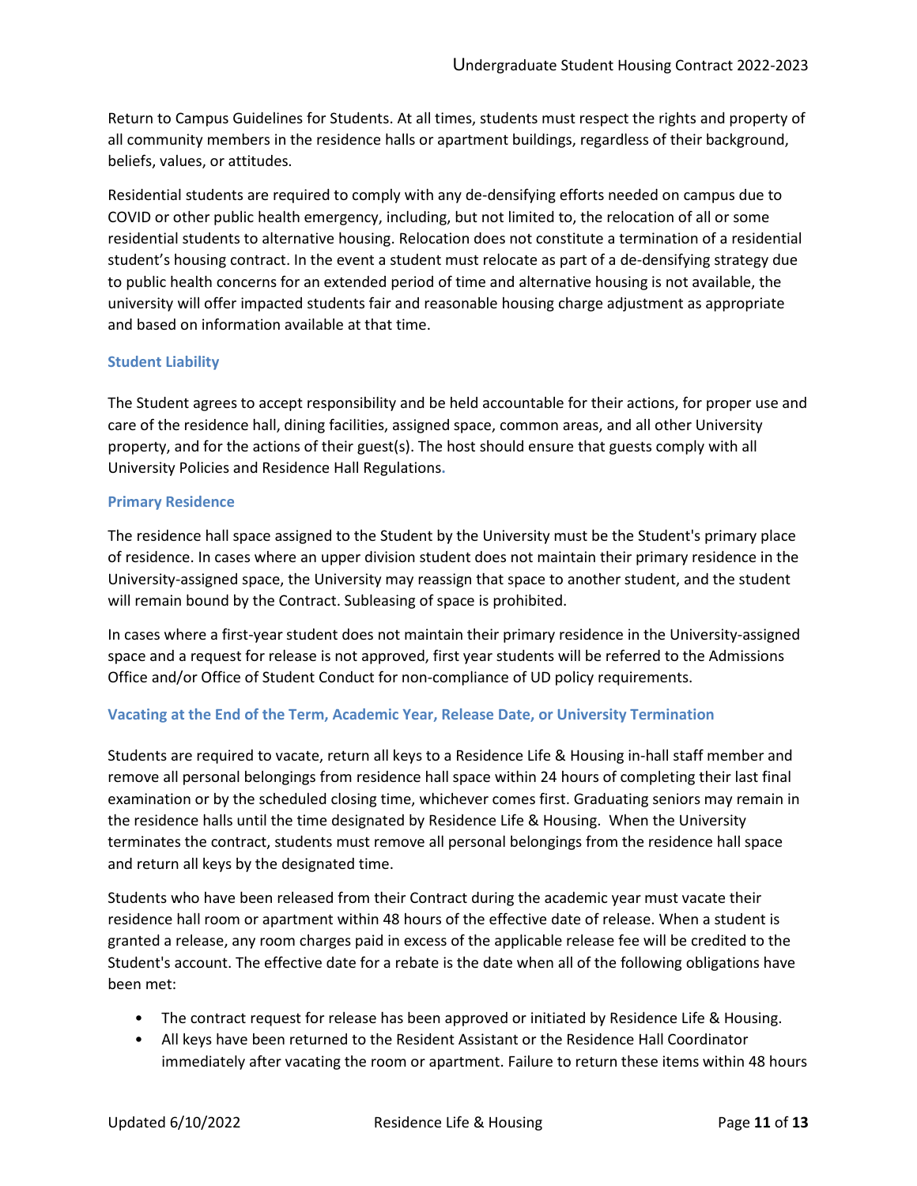Return to Campus Guidelines for Students. At all times, students must respect the rights and property of all community members in the residence halls or apartment buildings, regardless of their background, beliefs, values, or attitudes.

Residential students are required to comply with any de-densifying efforts needed on campus due to COVID or other public health emergency, including, but not limited to, the relocation of all or some residential students to alternative housing. Relocation does not constitute a termination of a residential student's housing contract. In the event a student must relocate as part of a de-densifying strategy due to public health concerns for an extended period of time and alternative housing is not available, the university will offer impacted students fair and reasonable housing charge adjustment as appropriate and based on information available at that time.

### Student Liability

The Student agrees to accept responsibility and be held accountable for their actions, for proper use and care of the residence hall, dining facilities, assigned space, common areas, and all other University property, and for the actions of their guest(s). The host should ensure that guests comply with all University Policies and Residence Hall Regulations.

### Primary Residence

The residence hall space assigned to the Student by the University must be the Student's primary place of residence. In cases where an upper division student does not maintain their primary residence in the University-assigned space, the University may reassign that space to another student, and the student will remain bound by the Contract. Subleasing of space is prohibited.

In cases where a first-year student does not maintain their primary residence in the University-assigned space and a request for release is not approved, first year students will be referred to the Admissions Office and/or Office of Student Conduct for non-compliance of UD policy requirements.

### Vacating at the End of the Term, Academic Year, Release Date, or University Termination

Students are required to vacate, return all keys to a Residence Life & Housing in-hall staff member and remove all personal belongings from residence hall space within 24 hours of completing their last final examination or by the scheduled closing time, whichever comes first. Graduating seniors may remain in the residence halls until the time designated by Residence Life & Housing. When the University terminates the contract, students must remove all personal belongings from the residence hall space and return all keys by the designated time.

Students who have been released from their Contract during the academic year must vacate their residence hall room or apartment within 48 hours of the effective date of release. When a student is granted a release, any room charges paid in excess of the applicable release fee will be credited to the Student's account. The effective date for a rebate is the date when all of the following obligations have been met:

- The contract request for release has been approved or initiated by Residence Life & Housing.
- All keys have been returned to the Resident Assistant or the Residence Hall Coordinator immediately after vacating the room or apartment. Failure to return these items within 48 hours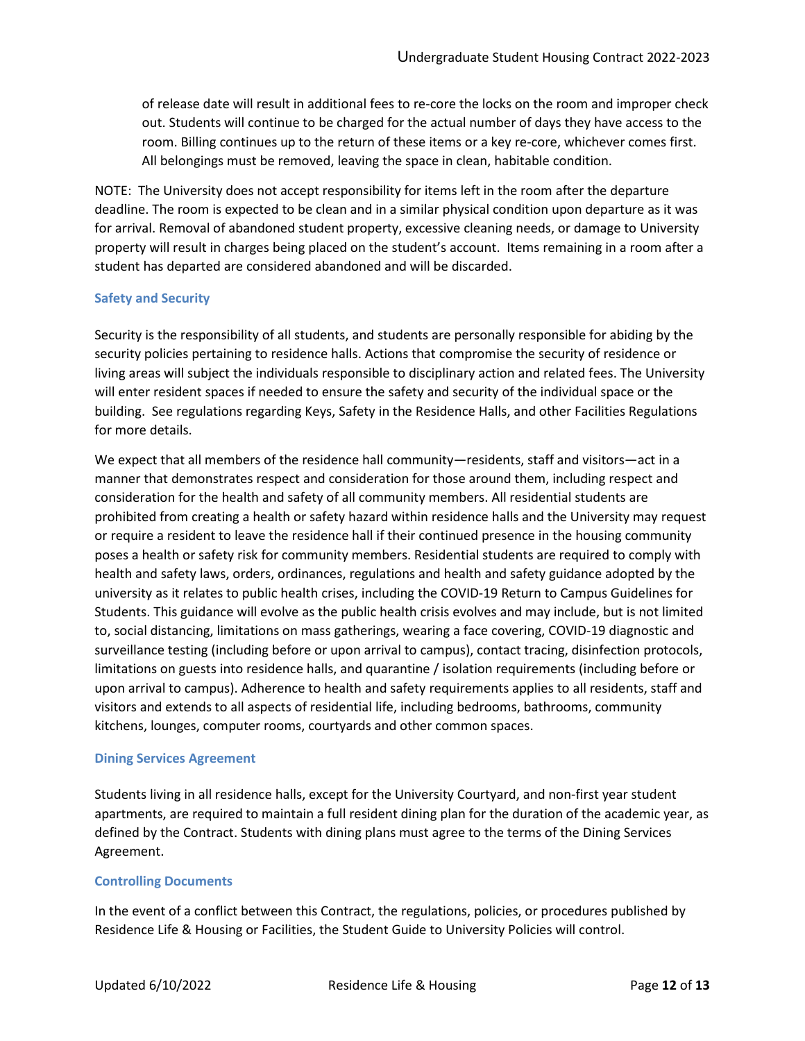of release date will result in additional fees to re-core the locks on the room and improper check out. Students will continue to be charged for the actual number of days they have access to the room. Billing continues up to the return of these items or a key re-core, whichever comes first. All belongings must be removed, leaving the space in clean, habitable condition.

NOTE: The University does not accept responsibility for items left in the room after the departure deadline. The room is expected to be clean and in a similar physical condition upon departure as it was for arrival. Removal of abandoned student property, excessive cleaning needs, or damage to University property will result in charges being placed on the student's account. Items remaining in a room after a student has departed are considered abandoned and will be discarded.

### Safety and Security

Security is the responsibility of all students, and students are personally responsible for abiding by the security policies pertaining to residence halls. Actions that compromise the security of residence or living areas will subject the individuals responsible to disciplinary action and related fees. The University will enter resident spaces if needed to ensure the safety and security of the individual space or the building. See regulations regarding Keys, Safety in the Residence Halls, and other Facilities Regulations for more details.

We expect that all members of the residence hall community—residents, staff and visitors—act in a manner that demonstrates respect and consideration for those around them, including respect and consideration for the health and safety of all community members. All residential students are prohibited from creating a health or safety hazard within residence halls and the University may request or require a resident to leave the residence hall if their continued presence in the housing community poses a health or safety risk for community members. Residential students are required to comply with health and safety laws, orders, ordinances, regulations and health and safety guidance adopted by the university as it relates to public health crises, including the COVID-19 Return to Campus Guidelines for Students. This guidance will evolve as the public health crisis evolves and may include, but is not limited to, social distancing, limitations on mass gatherings, wearing a face covering, COVID-19 diagnostic and surveillance testing (including before or upon arrival to campus), contact tracing, disinfection protocols, limitations on guests into residence halls, and quarantine / isolation requirements (including before or upon arrival to campus). Adherence to health and safety requirements applies to all residents, staff and visitors and extends to all aspects of residential life, including bedrooms, bathrooms, community kitchens, lounges, computer rooms, courtyards and other common spaces.

### Dining Services Agreement

Students living in all residence halls, except for the University Courtyard, and non-first year student apartments, are required to maintain a full resident dining plan for the duration of the academic year, as defined by the Contract. Students with dining plans must agree to the terms of the Dining Services Agreement.

### Controlling Documents

In the event of a conflict between this Contract, the regulations, policies, or procedures published by Residence Life & Housing or Facilities, the Student Guide to University Policies will control.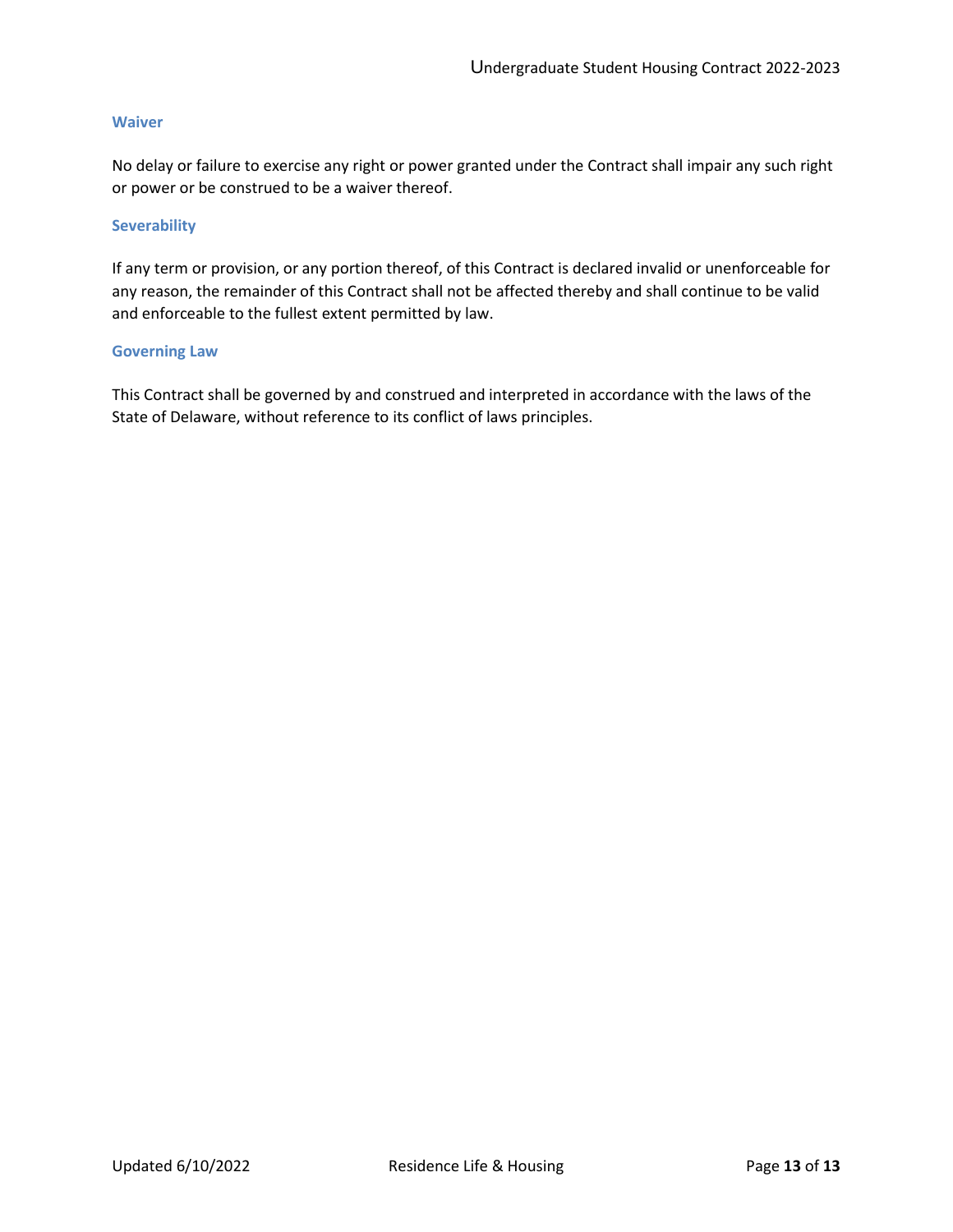### Waiver

No delay or failure to exercise any right or power granted under the Contract shall impair any such right or power or be construed to be a waiver thereof.

### Severability

If any term or provision, or any portion thereof, of this Contract is declared invalid or unenforceable for any reason, the remainder of this Contract shall not be affected thereby and shall continue to be valid and enforceable to the fullest extent permitted by law.

### Governing Law

This Contract shall be governed by and construed and interpreted in accordance with the laws of the State of Delaware, without reference to its conflict of laws principles.